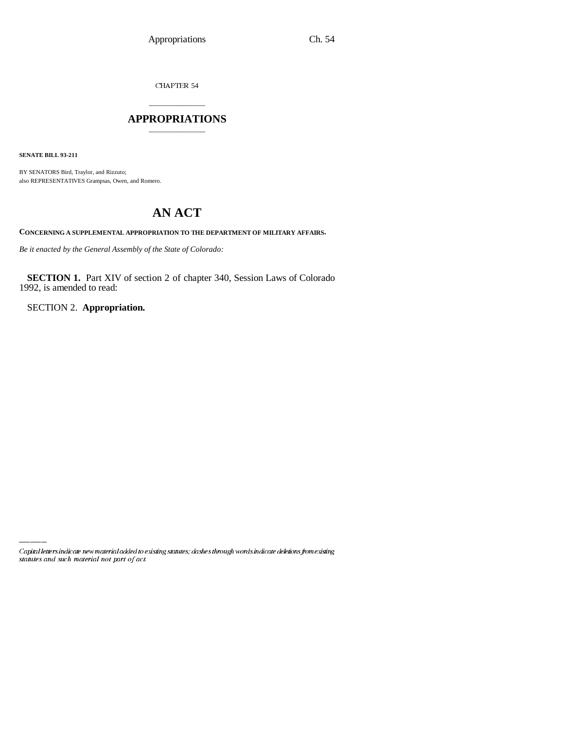CHAPTER 54

# APPROPRIATIONS

**SENATE BILL 93-211**

BY SENATORS Bird, Traylor, and Rizzuto;
also REPRESENTATIVES Grampsas, Owen, and Romero.

# AN ACT

**CONCERNING A SUPPLEMENTAL APPROPRIATION TO THE DEPARTMENT OF MILITARY AFFAIRS.**

*Be it enacted by the General Assembly of the State of Colorado:*

**SECTION 1.** Part XIV of section 2 of chapter 340, Session Laws of Colorado 1992, is amended to read:

SECTION 2. **Appropriation.**

*Capital letters indicate new material added to existing statutes; dashes through words indicate deletions from existing statutes and such material not part of act.*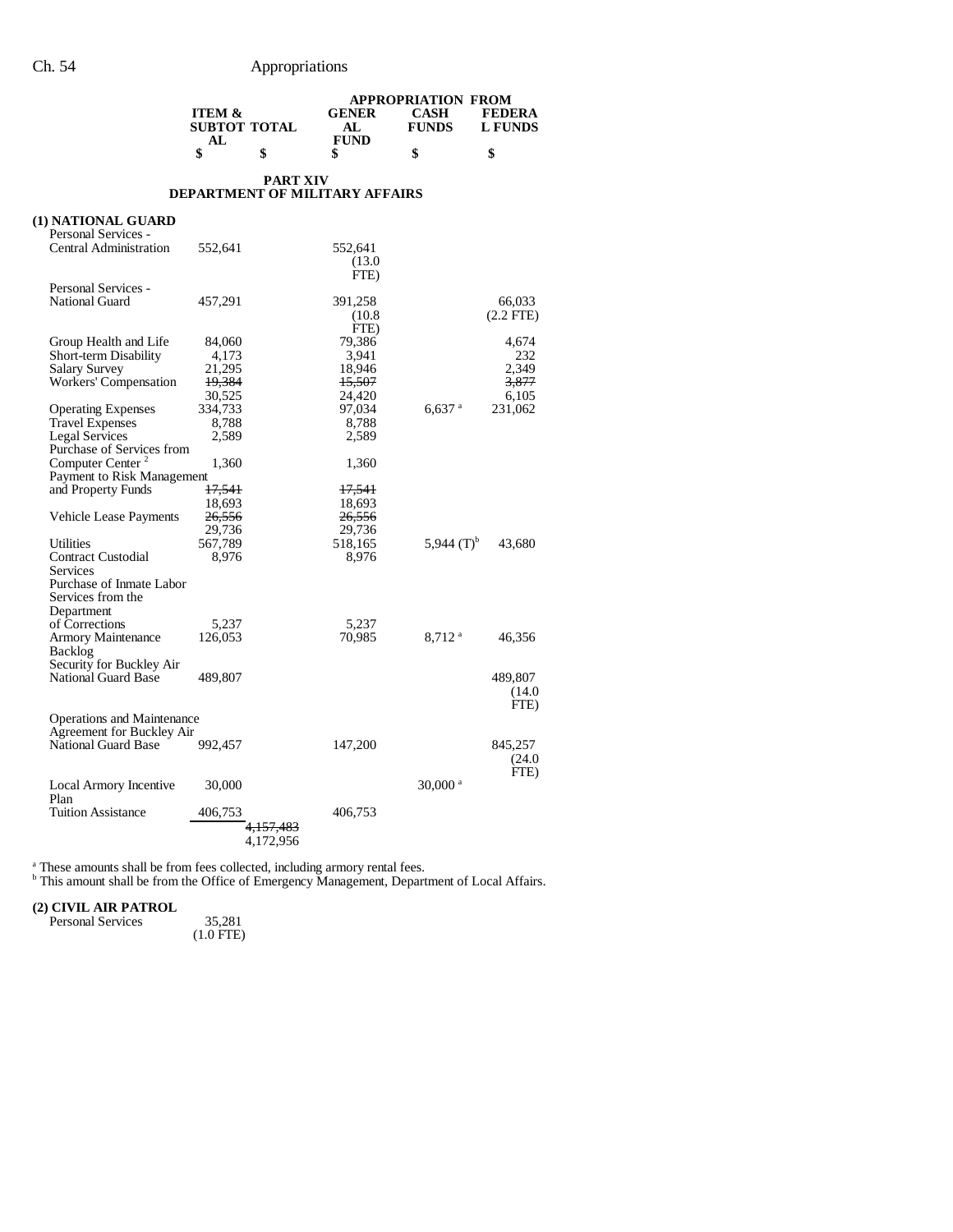| | ITEM & SUBTOTAL | TOTAL | APPROPRIATION FROM GENERAL FUND | CASH FUNDS | FEDERAL FUNDS |
|---|---|---|---|---|---|
| | $ | $ | $ | $ | $ |

## PART XIV
## DEPARTMENT OF MILITARY AFFAIRS

**(1) NATIONAL GUARD**

| | ITEM & SUBTOTAL | TOTAL | GENERAL FUND | CASH FUNDS | FEDERAL FUNDS |
|---|---|---|---|---|---|
| Personal Services - Central Administration | 552,641 | | 552,641 (13.0 FTE) | | |
| Personal Services - National Guard | 457,291 | | 391,258 (10.8 FTE) | | 66,033 (2.2 FTE) |
| Group Health and Life | 84,060 | | 79,386 | | 4,674 |
| Short-term Disability | 4,173 | | 3,941 | | 232 |
| Salary Survey | 21,295 | | 18,946 | | 2,349 |
| Workers' Compensation | ~~19,384~~ 30,525 | | ~~15,507~~ 24,420 | | ~~3,877~~ 6,105 |
| Operating Expenses | 334,733 | | 97,034 | 6,637 [a] | 231,062 |
| Travel Expenses | 8,788 | | 8,788 | | |
| Legal Services | 2,589 | | 2,589 | | |
| Purchase of Services from Computer Center [2] | 1,360 | | 1,360 | | |
| Payment to Risk Management and Property Funds | ~~17,541~~ 18,693 | | ~~17,541~~ 18,693 | | |
| Vehicle Lease Payments | ~~26,556~~ 29,736 | | ~~26,556~~ 29,736 | | |
| Utilities | 567,789 | | 518,165 | 5,944 (T)[b] | 43,680 |
| Contract Custodial Services | 8,976 | | 8,976 | | |
| Purchase of Inmate Labor Services from the Department of Corrections | 5,237 | | 5,237 | | |
| Armory Maintenance Backlog | 126,053 | | 70,985 | 8,712 [a] | 46,356 |
| Security for Buckley Air National Guard Base | 489,807 | | | | 489,807 (14.0 FTE) |
| Operations and Maintenance Agreement for Buckley Air National Guard Base | 992,457 | | 147,200 | | 845,257 (24.0 FTE) |
| Local Armory Incentive Plan | 30,000 | | | 30,000 [a] | |
| Tuition Assistance | 406,753 | | 406,753 | | |
| | | ~~4,157,483~~ 4,172,956 | | | |

[a] These amounts shall be from fees collected, including armory rental fees.
[b] This amount shall be from the Office of Emergency Management, Department of Local Affairs.

**(2) CIVIL AIR PATROL**

| | ITEM & SUBTOTAL | TOTAL | GENERAL FUND | CASH FUNDS | FEDERAL FUNDS |
|---|---|---|---|---|---|
| Personal Services | 35,281 (1.0 FTE) | | | | |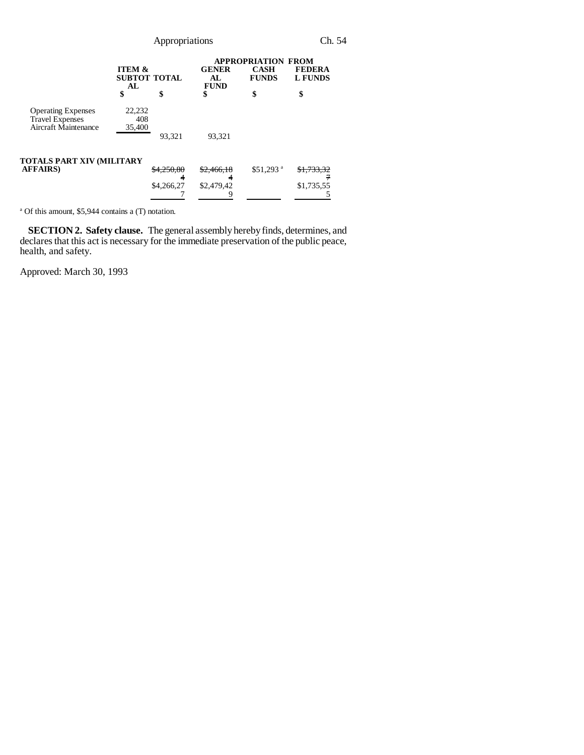| | ITEM & SUBTOTAL | TOTAL | APPROPRIATION FROM GENERAL FUND | CASH FUNDS | FEDERAL FUNDS |
|---|---|---|---|---|---|
| | $ | $ | $ | $ | $ |
| Operating Expenses | 22,232 | | | | |
| Travel Expenses | 408 | | | | |
| Aircraft Maintenance | 35,400 | | | | |
| | | 93,321 | 93,321 | | |
| **TOTALS PART XIV (MILITARY AFFAIRS)** | | ~~$4,250,804~~ $4,266,277 | ~~$2,466,184~~ $2,479,429 | $51,293 [a] | ~~$1,733,327~~ $1,735,555 |

[a] Of this amount, $5,944 contains a (T) notation.

**SECTION 2. Safety clause.** The general assembly hereby finds, determines, and declares that this act is necessary for the immediate preservation of the public peace, health, and safety.

Approved: March 30, 1993